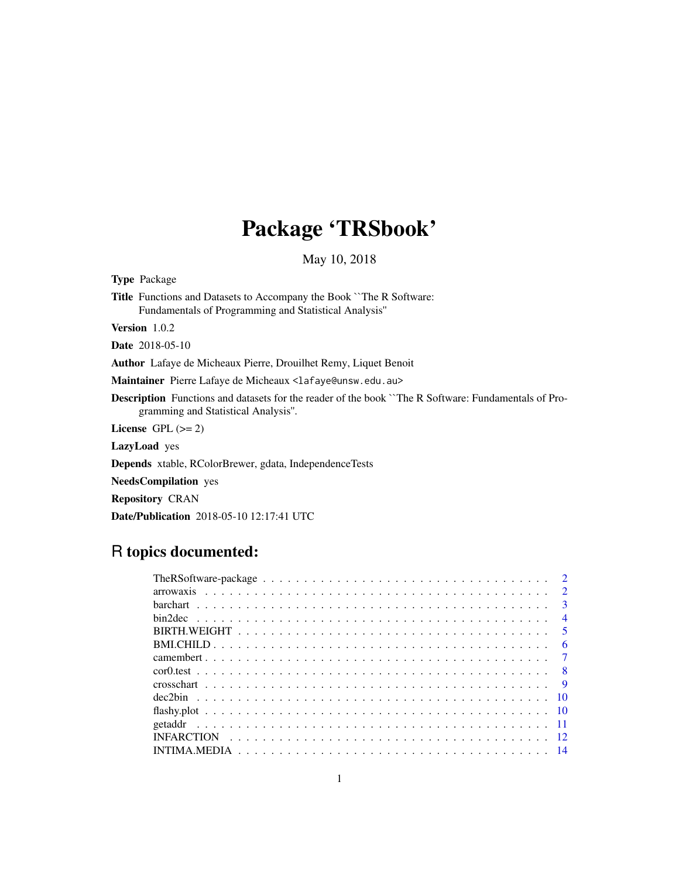# Package 'TRSbook'

May 10, 2018

**Type** Package

**Title** Functions and Datasets to Accompany the Book ``The R Software: Fundamentals of Programming and Statistical Analysis''

**Version** 1.0.2

**Date** 2018-05-10

**Author** Lafaye de Micheaux Pierre, Drouilhet Remy, Liquet Benoit

**Maintainer** Pierre Lafaye de Micheaux <lafaye@unsw.edu.au>

**Description** Functions and datasets for the reader of the book ``The R Software: Fundamentals of Programming and Statistical Analysis''.

**License** GPL (>= 2)

**LazyLoad** yes

**Depends** xtable, RColorBrewer, gdata, IndependenceTests

**NeedsCompilation** yes

**Repository** CRAN

**Date/Publication** 2018-05-10 12:17:41 UTC

## R topics documented:

- TheRSoftware-package . . . . . . . . . . 2
- arrowaxis . . . . . . . . . . 2
- barchart . . . . . . . . . . 3
- bin2dec . . . . . . . . . . 4
- BIRTH.WEIGHT . . . . . . . . . . 5
- BMI.CHILD . . . . . . . . . . 6
- camembert . . . . . . . . . . 7
- cor0.test . . . . . . . . . . 8
- crosschart . . . . . . . . . . 9
- dec2bin . . . . . . . . . . 10
- flashy.plot . . . . . . . . . . 10
- getaddr . . . . . . . . . . 11
- INFARCTION . . . . . . . . . . 12
- INTIMA.MEDIA . . . . . . . . . . 14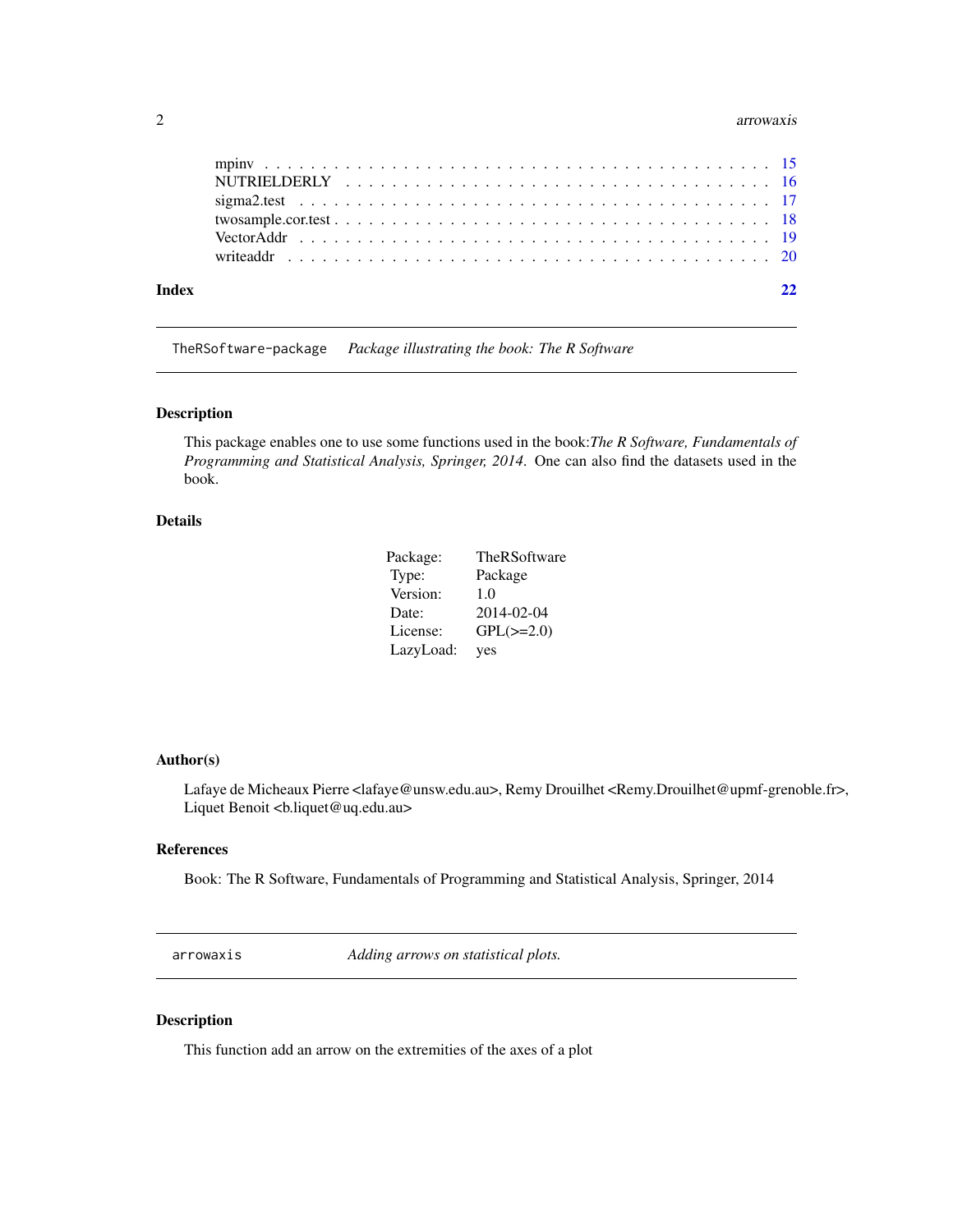mpinv . . . . . . . . . . . . . . . . . . . . . . . . . . . . . . . . . . . . . . . . . . 15
NUTRIELDERLY . . . . . . . . . . . . . . . . . . . . . . . . . . . . . . . . . . . . . 16
sigma2.test . . . . . . . . . . . . . . . . . . . . . . . . . . . . . . . . . . . . . . . . 17
twosample.cor.test . . . . . . . . . . . . . . . . . . . . . . . . . . . . . . . . . . . . 18
VectorAddr . . . . . . . . . . . . . . . . . . . . . . . . . . . . . . . . . . . . . . . . 19
writeaddr . . . . . . . . . . . . . . . . . . . . . . . . . . . . . . . . . . . . . . . . . 20

**Index** **22**

---

`TheRSoftware-package` *Package illustrating the book: The R Software*

---

## Description

This package enables one to use some functions used in the book:*The R Software, Fundamentals of Programming and Statistical Analysis, Springer, 2014*. One can also find the datasets used in the book.

## Details

| | |
|---|---|
| Package: | TheRSoftware |
| Type: | Package |
| Version: | 1.0 |
| Date: | 2014-02-04 |
| License: | GPL(>=2.0) |
| LazyLoad: | yes |

## Author(s)

Lafaye de Micheaux Pierre <lafaye@unsw.edu.au>, Remy Drouilhet <Remy.Drouilhet@upmf-grenoble.fr>, Liquet Benoit <b.liquet@uq.edu.au>

## References

Book: The R Software, Fundamentals of Programming and Statistical Analysis, Springer, 2014

---

`arrowaxis` *Adding arrows on statistical plots.*

---

## Description

This function add an arrow on the extremities of the axes of a plot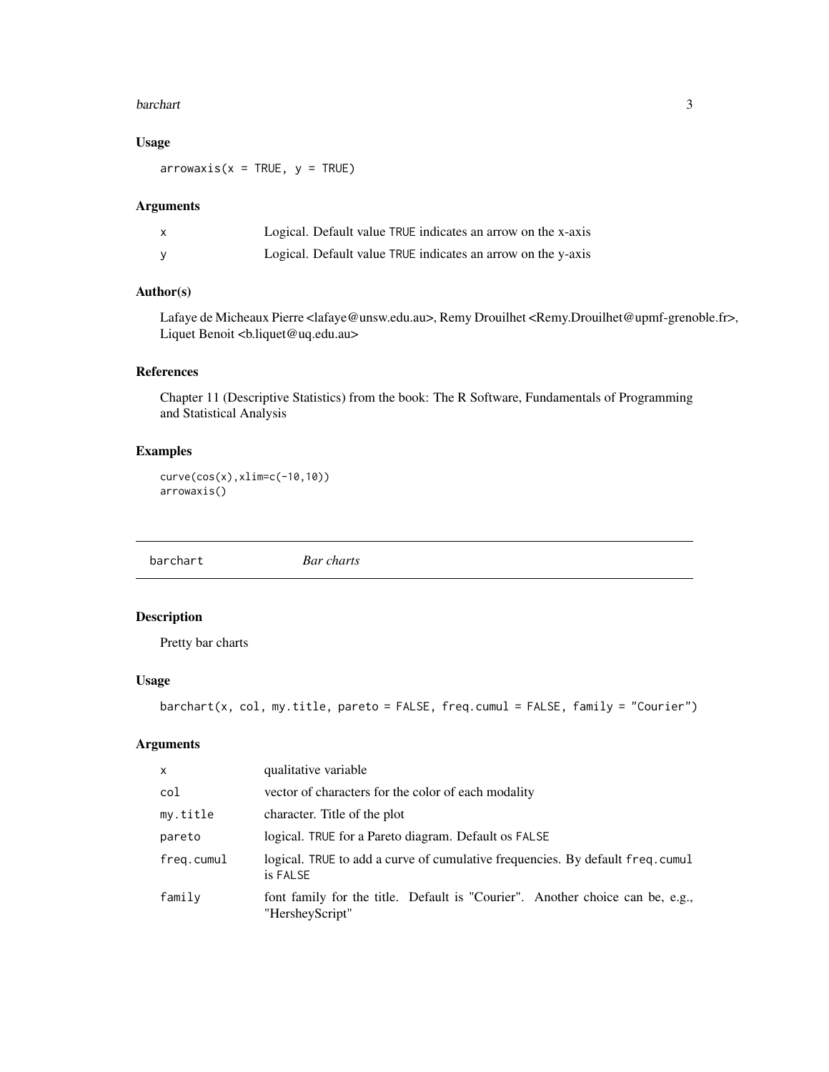## Usage

```
arrowaxis(x = TRUE, y = TRUE)
```

## Arguments

| | |
|---|---|
| x | Logical. Default value TRUE indicates an arrow on the x-axis |
| y | Logical. Default value TRUE indicates an arrow on the y-axis |

## Author(s)

Lafaye de Micheaux Pierre <lafaye@unsw.edu.au>, Remy Drouilhet <Remy.Drouilhet@upmf-grenoble.fr>, Liquet Benoit <b.liquet@uq.edu.au>

## References

Chapter 11 (Descriptive Statistics) from the book: The R Software, Fundamentals of Programming and Statistical Analysis

## Examples

```
curve(cos(x),xlim=c(-10,10))
arrowaxis()
```

---

# barchart *Bar charts*

---

## Description

Pretty bar charts

## Usage

```
barchart(x, col, my.title, pareto = FALSE, freq.cumul = FALSE, family = "Courier")
```

## Arguments

| | |
|---|---|
| x | qualitative variable |
| col | vector of characters for the color of each modality |
| my.title | character. Title of the plot |
| pareto | logical. TRUE for a Pareto diagram. Default os FALSE |
| freq.cumul | logical. TRUE to add a curve of cumulative frequencies. By default freq.cumul is FALSE |
| family | font family for the title. Default is "Courier". Another choice can be, e.g., "HersheyScript" |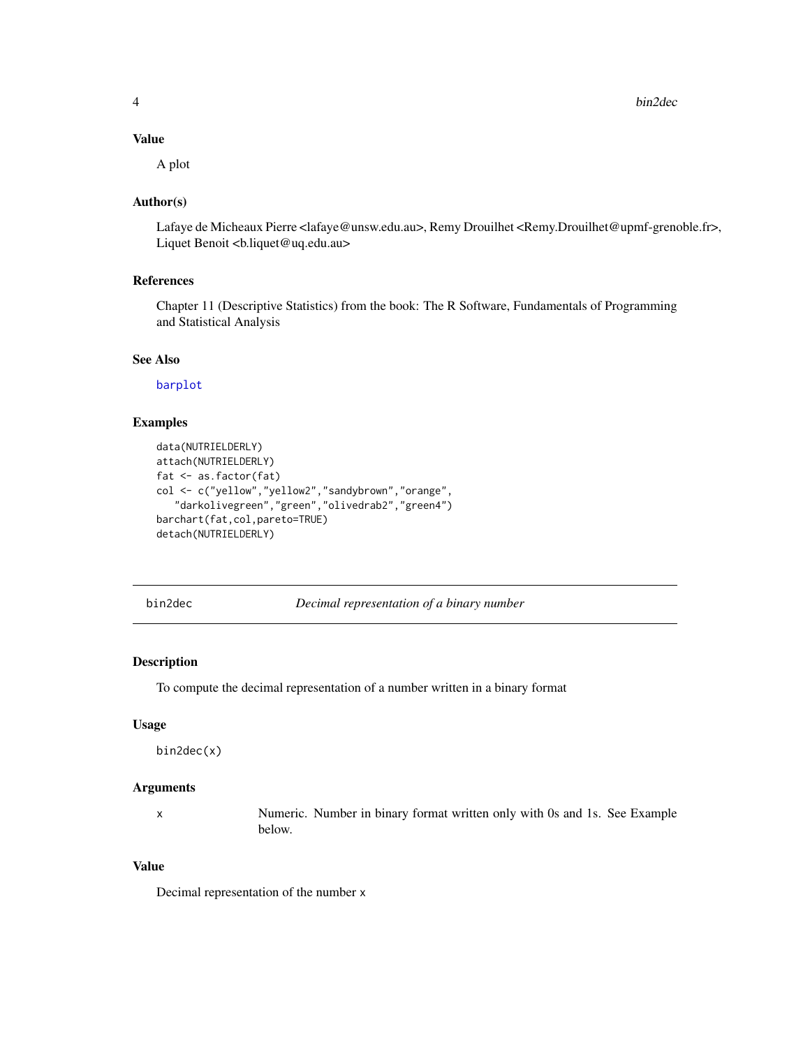### Value

A plot

### Author(s)

Lafaye de Micheaux Pierre <lafaye@unsw.edu.au>, Remy Drouilhet <Remy.Drouilhet@upmf-grenoble.fr>, Liquet Benoit <b.liquet@uq.edu.au>

### References

Chapter 11 (Descriptive Statistics) from the book: The R Software, Fundamentals of Programming and Statistical Analysis

### See Also

barplot

### Examples

```
data(NUTRIELDERLY)
attach(NUTRIELDERLY)
fat <- as.factor(fat)
col <- c("yellow","yellow2","sandybrown","orange",
   "darkolivegreen","green","olivedrab2","green4")
barchart(fat,col,pareto=TRUE)
detach(NUTRIELDERLY)
```

---

## bin2dec — *Decimal representation of a binary number*

---

### Description

To compute the decimal representation of a number written in a binary format

### Usage

```
bin2dec(x)
```

### Arguments

| | |
|---|---|
| x | Numeric. Number in binary format written only with 0s and 1s. See Example below. |

### Value

Decimal representation of the number x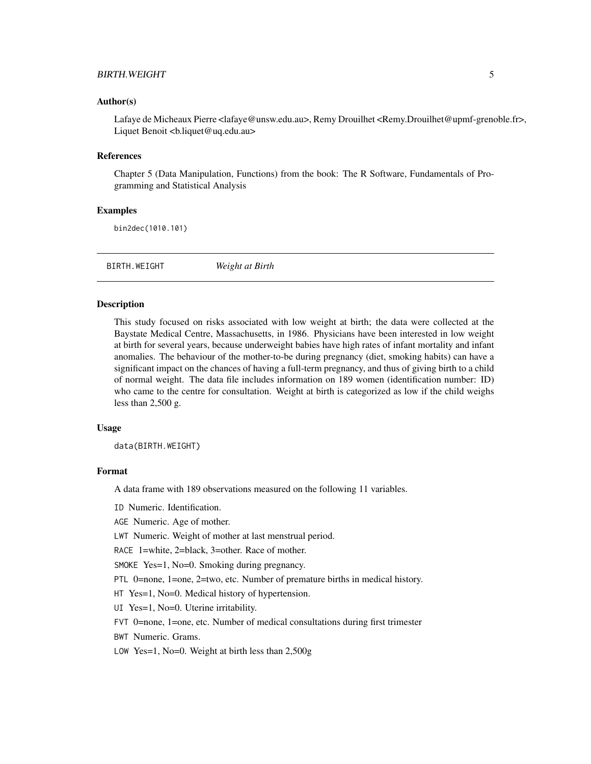### Author(s)

Lafaye de Micheaux Pierre <lafaye@unsw.edu.au>, Remy Drouilhet <Remy.Drouilhet@upmf-grenoble.fr>, Liquet Benoit <b.liquet@uq.edu.au>

### References

Chapter 5 (Data Manipulation, Functions) from the book: The R Software, Fundamentals of Programming and Statistical Analysis

### Examples

```
bin2dec(1010.101)
```

---

## BIRTH.WEIGHT *Weight at Birth*

---

### Description

This study focused on risks associated with low weight at birth; the data were collected at the Baystate Medical Centre, Massachusetts, in 1986. Physicians have been interested in low weight at birth for several years, because underweight babies have high rates of infant mortality and infant anomalies. The behaviour of the mother-to-be during pregnancy (diet, smoking habits) can have a significant impact on the chances of having a full-term pregnancy, and thus of giving birth to a child of normal weight. The data file includes information on 189 women (identification number: ID) who came to the centre for consultation. Weight at birth is categorized as low if the child weighs less than 2,500 g.

### Usage

```
data(BIRTH.WEIGHT)
```

### Format

A data frame with 189 observations measured on the following 11 variables.

`ID` Numeric. Identification.

`AGE` Numeric. Age of mother.

`LWT` Numeric. Weight of mother at last menstrual period.

`RACE` 1=white, 2=black, 3=other. Race of mother.

`SMOKE` Yes=1, No=0. Smoking during pregnancy.

`PTL` 0=none, 1=one, 2=two, etc. Number of premature births in medical history.

`HT` Yes=1, No=0. Medical history of hypertension.

`UI` Yes=1, No=0. Uterine irritability.

`FVT` 0=none, 1=one, etc. Number of medical consultations during first trimester

`BWT` Numeric. Grams.

`LOW` Yes=1, No=0. Weight at birth less than 2,500g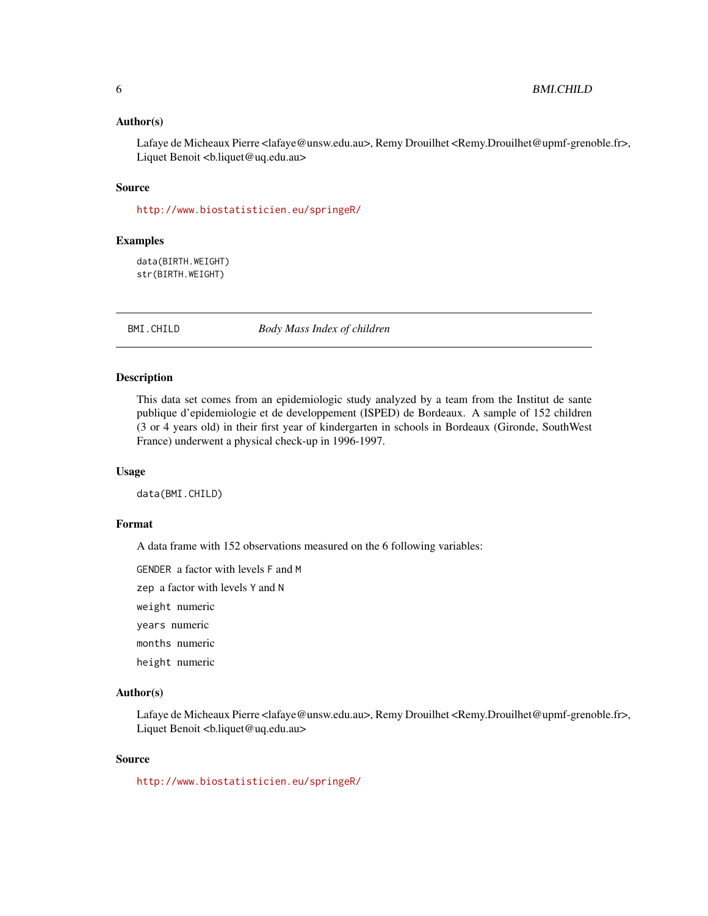### Author(s)

Lafaye de Micheaux Pierre <lafaye@unsw.edu.au>, Remy Drouilhet <Remy.Drouilhet@upmf-grenoble.fr>, Liquet Benoit <b.liquet@uq.edu.au>

### Source

http://www.biostatisticien.eu/springeR/

### Examples

```
data(BIRTH.WEIGHT)
str(BIRTH.WEIGHT)
```

---

## BMI.CHILD *Body Mass Index of children*

---

### Description

This data set comes from an epidemiologic study analyzed by a team from the Institut de sante publique d'epidemiologie et de developpement (ISPED) de Bordeaux. A sample of 152 children (3 or 4 years old) in their first year of kindergarten in schools in Bordeaux (Gironde, SouthWest France) underwent a physical check-up in 1996-1997.

### Usage

```
data(BMI.CHILD)
```

### Format

A data frame with 152 observations measured on the 6 following variables:

`GENDER` a factor with levels `F` and `M`

`zep` a factor with levels `Y` and `N`

`weight` numeric

`years` numeric

`months` numeric

`height` numeric

### Author(s)

Lafaye de Micheaux Pierre <lafaye@unsw.edu.au>, Remy Drouilhet <Remy.Drouilhet@upmf-grenoble.fr>, Liquet Benoit <b.liquet@uq.edu.au>

### Source

http://www.biostatisticien.eu/springeR/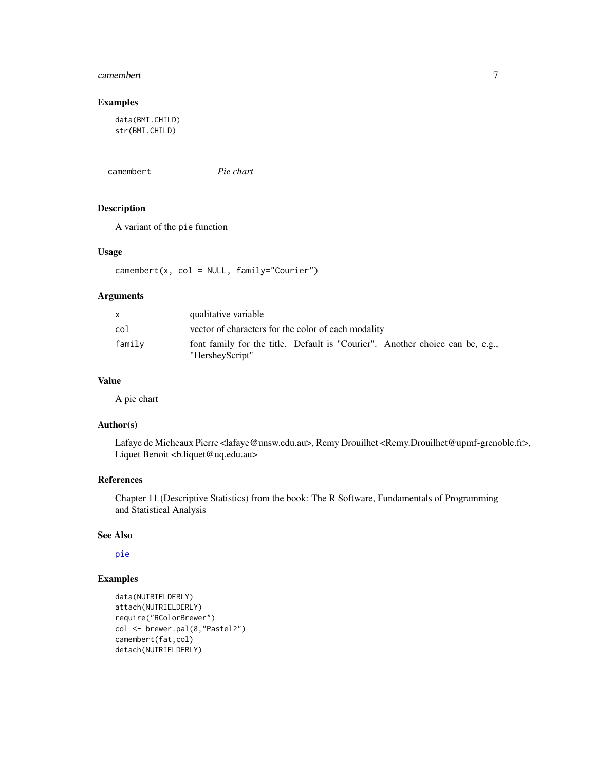## Examples

```
data(BMI.CHILD)
str(BMI.CHILD)
```

---

`camembert` *Pie chart*

---

### Description

A variant of the `pie` function

### Usage

```
camembert(x, col = NULL, family="Courier")
```

### Arguments

| | |
|---|---|
| `x` | qualitative variable |
| `col` | vector of characters for the color of each modality |
| `family` | font family for the title. Default is "Courier". Another choice can be, e.g., "HersheyScript" |

### Value

A pie chart

### Author(s)

Lafaye de Micheaux Pierre <lafaye@unsw.edu.au>, Remy Drouilhet <Remy.Drouilhet@upmf-grenoble.fr>, Liquet Benoit <b.liquet@uq.edu.au>

### References

Chapter 11 (Descriptive Statistics) from the book: The R Software, Fundamentals of Programming and Statistical Analysis

### See Also

`pie`

### Examples

```
data(NUTRIELDERLY)
attach(NUTRIELDERLY)
require("RColorBrewer")
col <- brewer.pal(8,"Pastel2")
camembert(fat,col)
detach(NUTRIELDERLY)
```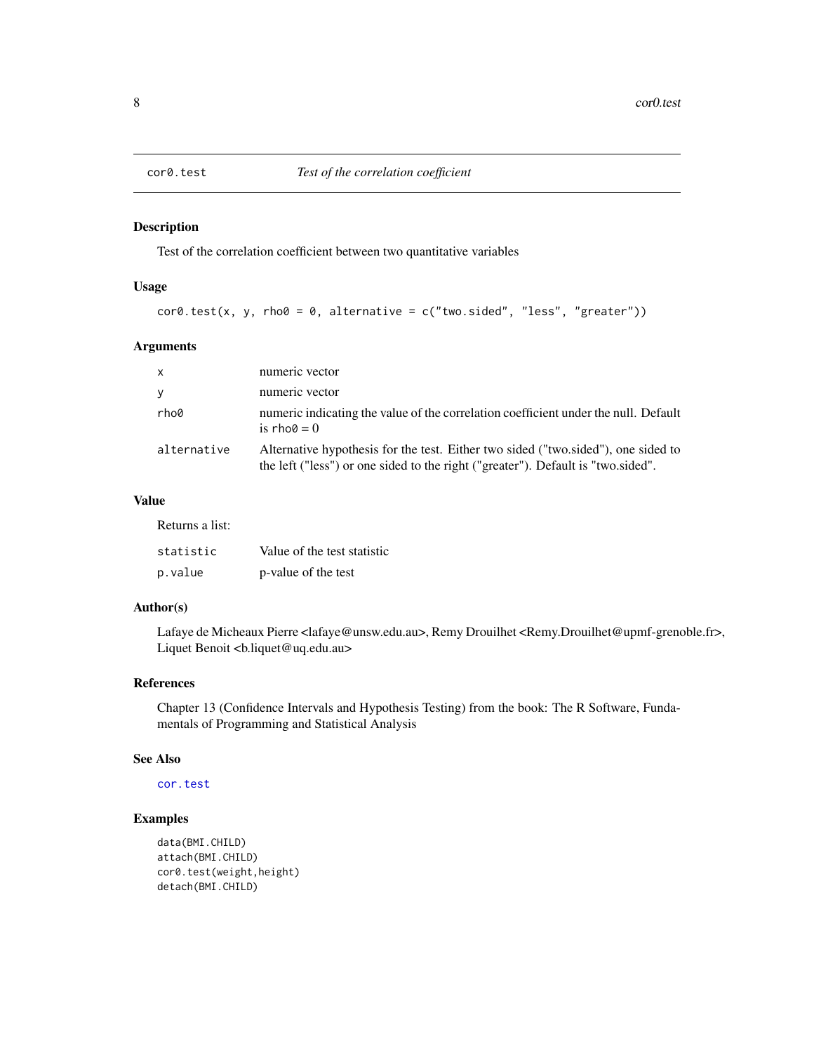## cor0.test *Test of the correlation coefficient*

### Description

Test of the correlation coefficient between two quantitative variables

### Usage

```
cor0.test(x, y, rho0 = 0, alternative = c("two.sided", "less", "greater"))
```

### Arguments

| | |
|---|---|
| x | numeric vector |
| y | numeric vector |
| rho0 | numeric indicating the value of the correlation coefficient under the null. Default is rho0 = 0 |
| alternative | Alternative hypothesis for the test. Either two sided ("two.sided"), one sided to the left ("less") or one sided to the right ("greater"). Default is "two.sided". |

### Value

Returns a list:

| | |
|---|---|
| statistic | Value of the test statistic |
| p.value | p-value of the test |

### Author(s)

Lafaye de Micheaux Pierre <lafaye@unsw.edu.au>, Remy Drouilhet <Remy.Drouilhet@upmf-grenoble.fr>, Liquet Benoit <b.liquet@uq.edu.au>

### References

Chapter 13 (Confidence Intervals and Hypothesis Testing) from the book: The R Software, Fundamentals of Programming and Statistical Analysis

### See Also

cor.test

### Examples

```
data(BMI.CHILD)
attach(BMI.CHILD)
cor0.test(weight,height)
detach(BMI.CHILD)
```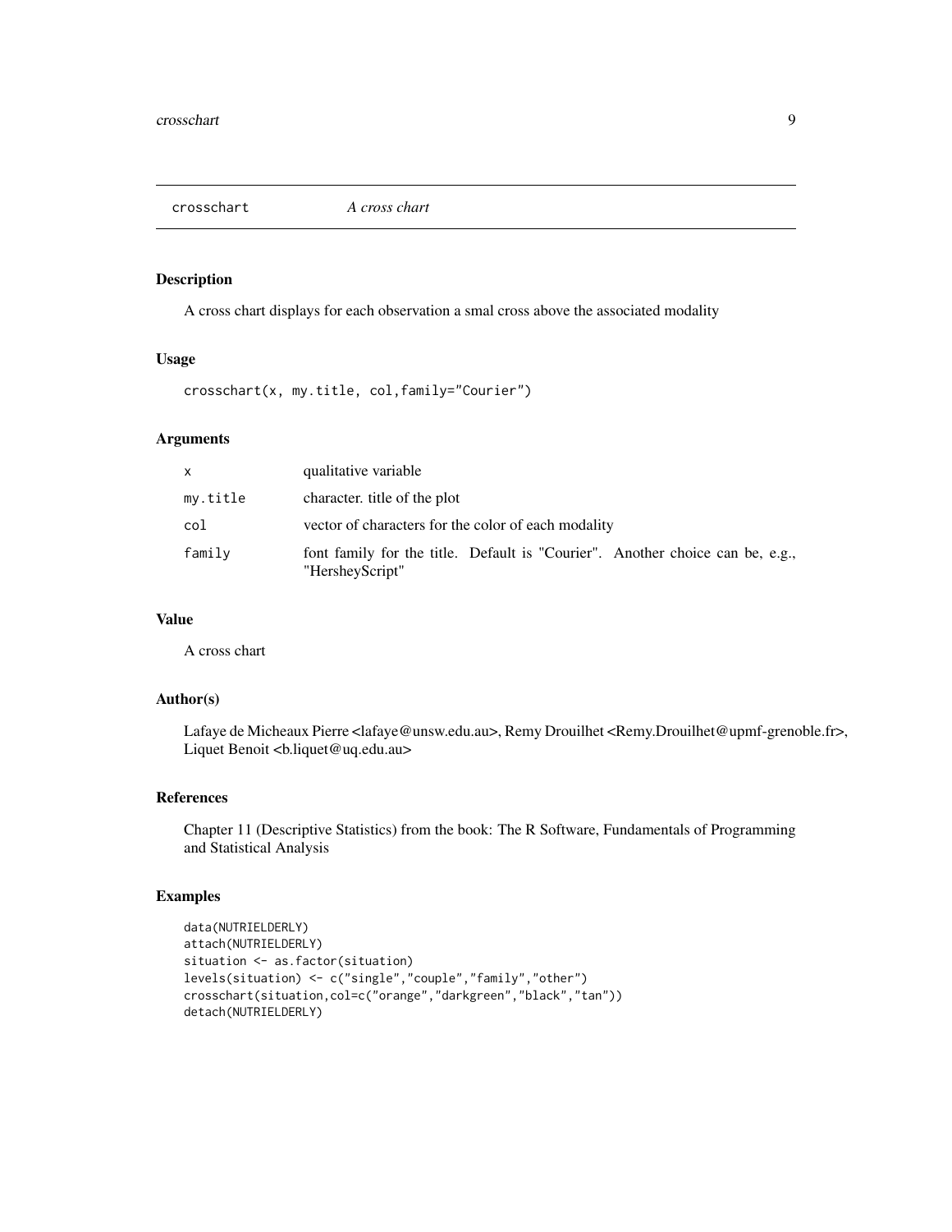crosschart *A cross chart*

### Description

A cross chart displays for each observation a smal cross above the associated modality

### Usage

```
crosschart(x, my.title, col,family="Courier")
```

### Arguments

| | |
|---|---|
| x | qualitative variable |
| my.title | character. title of the plot |
| col | vector of characters for the color of each modality |
| family | font family for the title. Default is "Courier". Another choice can be, e.g., "HersheyScript" |

### Value

A cross chart

### Author(s)

Lafaye de Micheaux Pierre <lafaye@unsw.edu.au>, Remy Drouilhet <Remy.Drouilhet@upmf-grenoble.fr>, Liquet Benoit <b.liquet@uq.edu.au>

### References

Chapter 11 (Descriptive Statistics) from the book: The R Software, Fundamentals of Programming and Statistical Analysis

### Examples

```
data(NUTRIELDERLY)
attach(NUTRIELDERLY)
situation <- as.factor(situation)
levels(situation) <- c("single","couple","family","other")
crosschart(situation,col=c("orange","darkgreen","black","tan"))
detach(NUTRIELDERLY)
```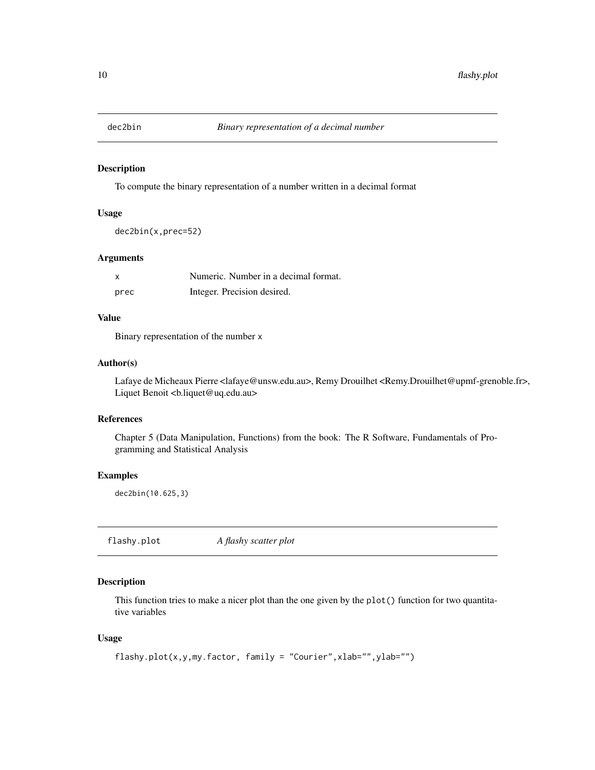## dec2bin *Binary representation of a decimal number*

### Description

To compute the binary representation of a number written in a decimal format

### Usage

```
dec2bin(x,prec=52)
```

### Arguments

| | |
|---|---|
| x | Numeric. Number in a decimal format. |
| prec | Integer. Precision desired. |

### Value

Binary representation of the number x

### Author(s)

Lafaye de Micheaux Pierre <lafaye@unsw.edu.au>, Remy Drouilhet <Remy.Drouilhet@upmf-grenoble.fr>, Liquet Benoit <b.liquet@uq.edu.au>

### References

Chapter 5 (Data Manipulation, Functions) from the book: The R Software, Fundamentals of Programming and Statistical Analysis

### Examples

```
dec2bin(10.625,3)
```

## flashy.plot *A flashy scatter plot*

### Description

This function tries to make a nicer plot than the one given by the plot() function for two quantitative variables

### Usage

```
flashy.plot(x,y,my.factor, family = "Courier",xlab="",ylab="")
```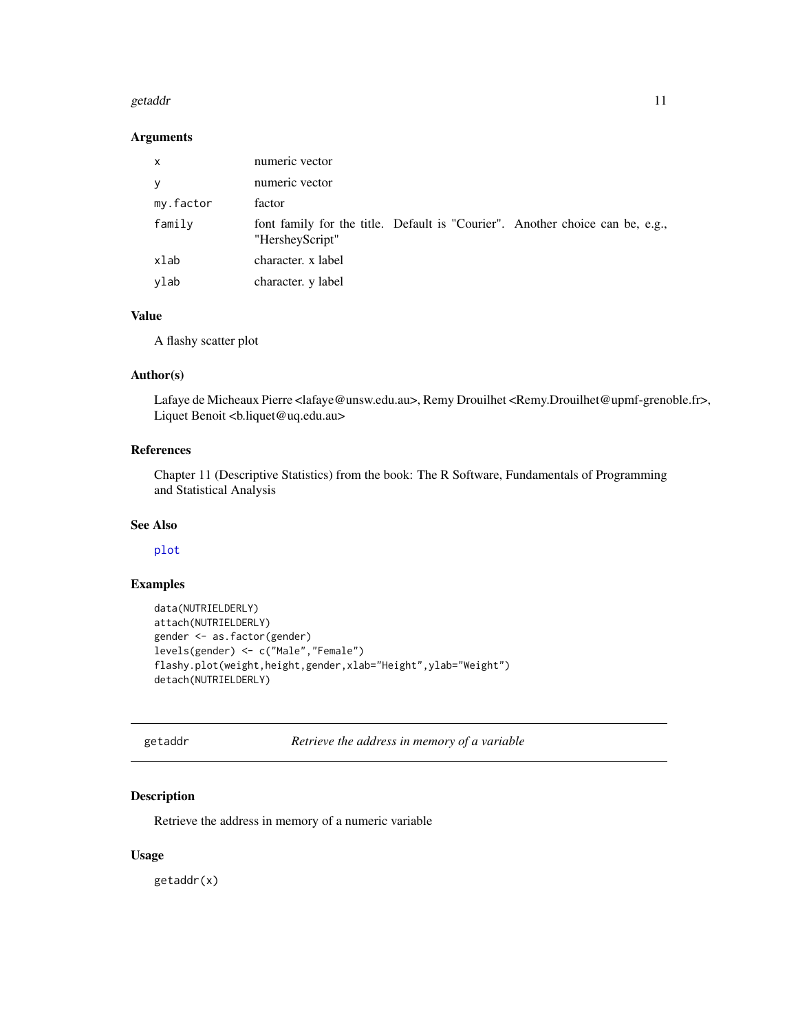### Arguments

| | |
|---|---|
| `x` | numeric vector |
| `y` | numeric vector |
| `my.factor` | factor |
| `family` | font family for the title. Default is "Courier". Another choice can be, e.g., "HersheyScript" |
| `xlab` | character. x label |
| `ylab` | character. y label |

### Value

A flashy scatter plot

### Author(s)

Lafaye de Micheaux Pierre <lafaye@unsw.edu.au>, Remy Drouilhet <Remy.Drouilhet@upmf-grenoble.fr>, Liquet Benoit <b.liquet@uq.edu.au>

### References

Chapter 11 (Descriptive Statistics) from the book: The R Software, Fundamentals of Programming and Statistical Analysis

### See Also

`plot`

### Examples

```
data(NUTRIELDERLY)
attach(NUTRIELDERLY)
gender <- as.factor(gender)
levels(gender) <- c("Male","Female")
flashy.plot(weight,height,gender,xlab="Height",ylab="Weight")
detach(NUTRIELDERLY)
```

---

## getaddr — *Retrieve the address in memory of a variable*

---

### Description

Retrieve the address in memory of a numeric variable

### Usage

```
getaddr(x)
```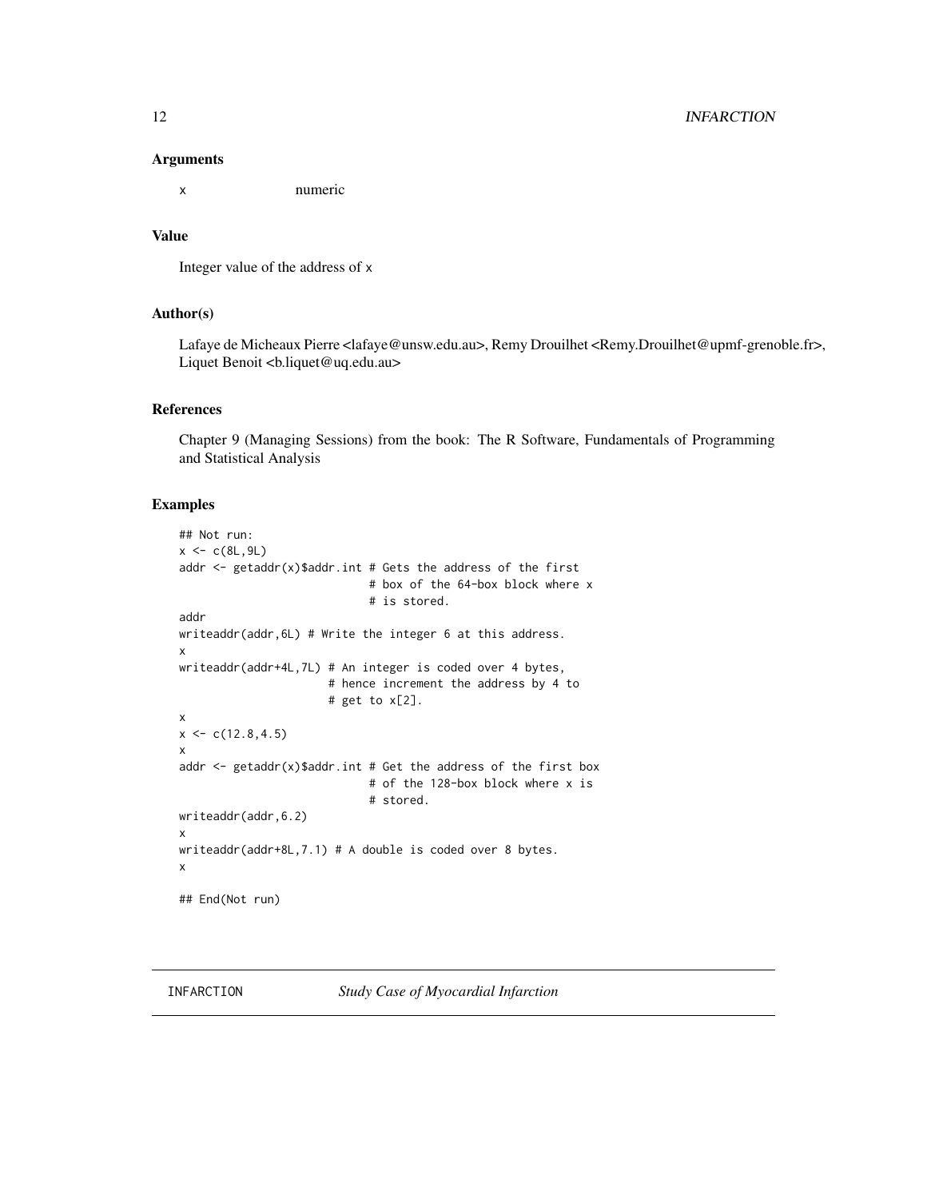### Arguments

x numeric

### Value

Integer value of the address of x

### Author(s)

Lafaye de Micheaux Pierre <lafaye@unsw.edu.au>, Remy Drouilhet <Remy.Drouilhet@upmf-grenoble.fr>, Liquet Benoit <b.liquet@uq.edu.au>

### References

Chapter 9 (Managing Sessions) from the book: The R Software, Fundamentals of Programming and Statistical Analysis

### Examples

```
## Not run:
x <- c(8L,9L)
addr <- getaddr(x)$addr.int # Gets the address of the first
                            # box of the 64-box block where x
                            # is stored.
addr
writeaddr(addr,6L) # Write the integer 6 at this address.
x
writeaddr(addr+4L,7L) # An integer is coded over 4 bytes,
                      # hence increment the address by 4 to
                      # get to x[2].
x
x <- c(12.8,4.5)
x
addr <- getaddr(x)$addr.int # Get the address of the first box
                            # of the 128-box block where x is
                            # stored.
writeaddr(addr,6.2)
x
writeaddr(addr+8L,7.1) # A double is coded over 8 bytes.
x

## End(Not run)
```

---

## INFARCTION *Study Case of Myocardial Infarction*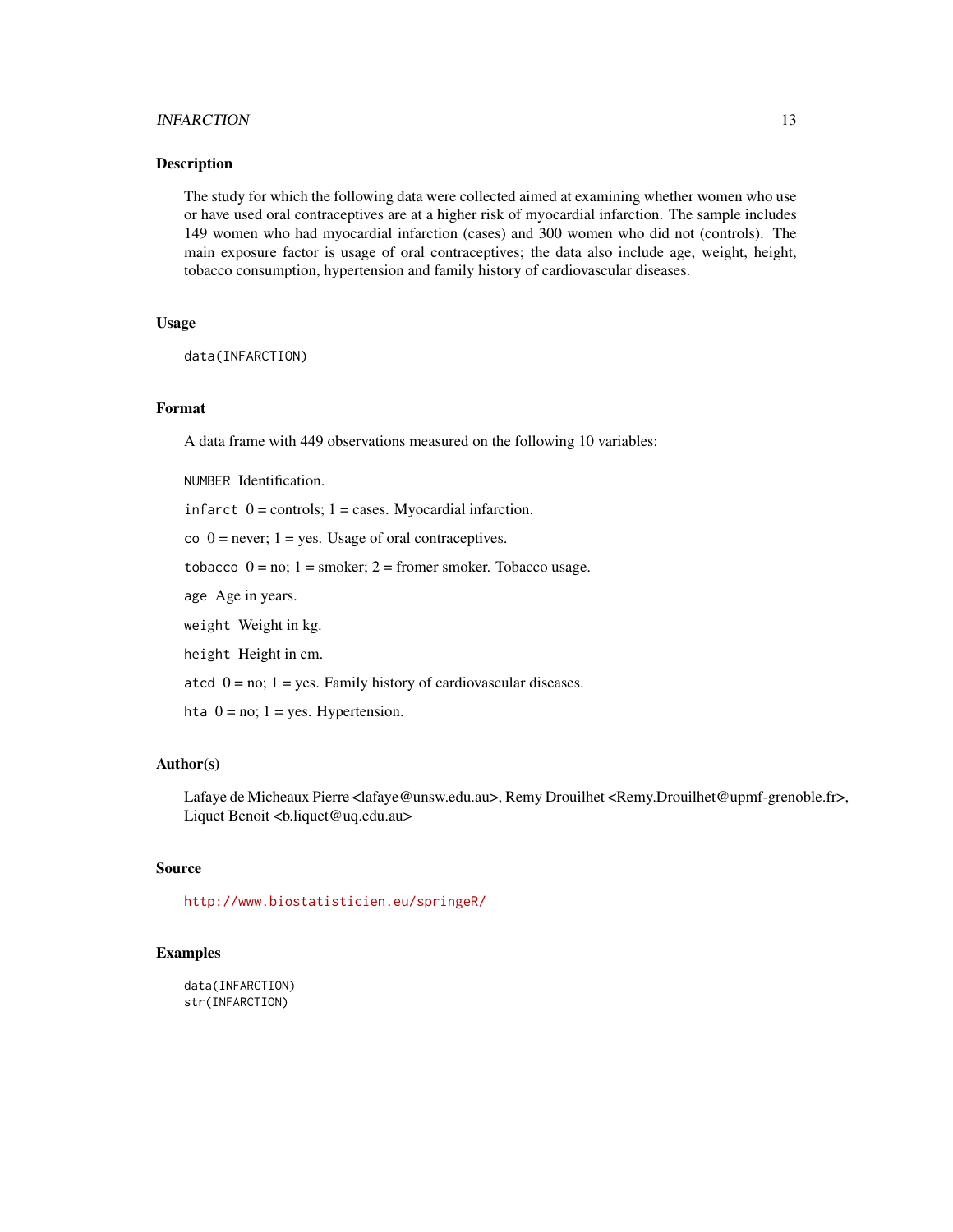## Description

The study for which the following data were collected aimed at examining whether women who use or have used oral contraceptives are at a higher risk of myocardial infarction. The sample includes 149 women who had myocardial infarction (cases) and 300 women who did not (controls). The main exposure factor is usage of oral contraceptives; the data also include age, weight, height, tobacco consumption, hypertension and family history of cardiovascular diseases.

## Usage

```
data(INFARCTION)
```

## Format

A data frame with 449 observations measured on the following 10 variables:

`NUMBER` Identification.

`infarct` 0 = controls; 1 = cases. Myocardial infarction.

`co` 0 = never; 1 = yes. Usage of oral contraceptives.

`tobacco` 0 = no; 1 = smoker; 2 = fromer smoker. Tobacco usage.

`age` Age in years.

`weight` Weight in kg.

`height` Height in cm.

`atcd` 0 = no; 1 = yes. Family history of cardiovascular diseases.

`hta` 0 = no; 1 = yes. Hypertension.

## Author(s)

Lafaye de Micheaux Pierre <lafaye@unsw.edu.au>, Remy Drouilhet <Remy.Drouilhet@upmf-grenoble.fr>, Liquet Benoit <b.liquet@uq.edu.au>

## Source

http://www.biostatisticien.eu/springeR/

## Examples

```
data(INFARCTION)
str(INFARCTION)
```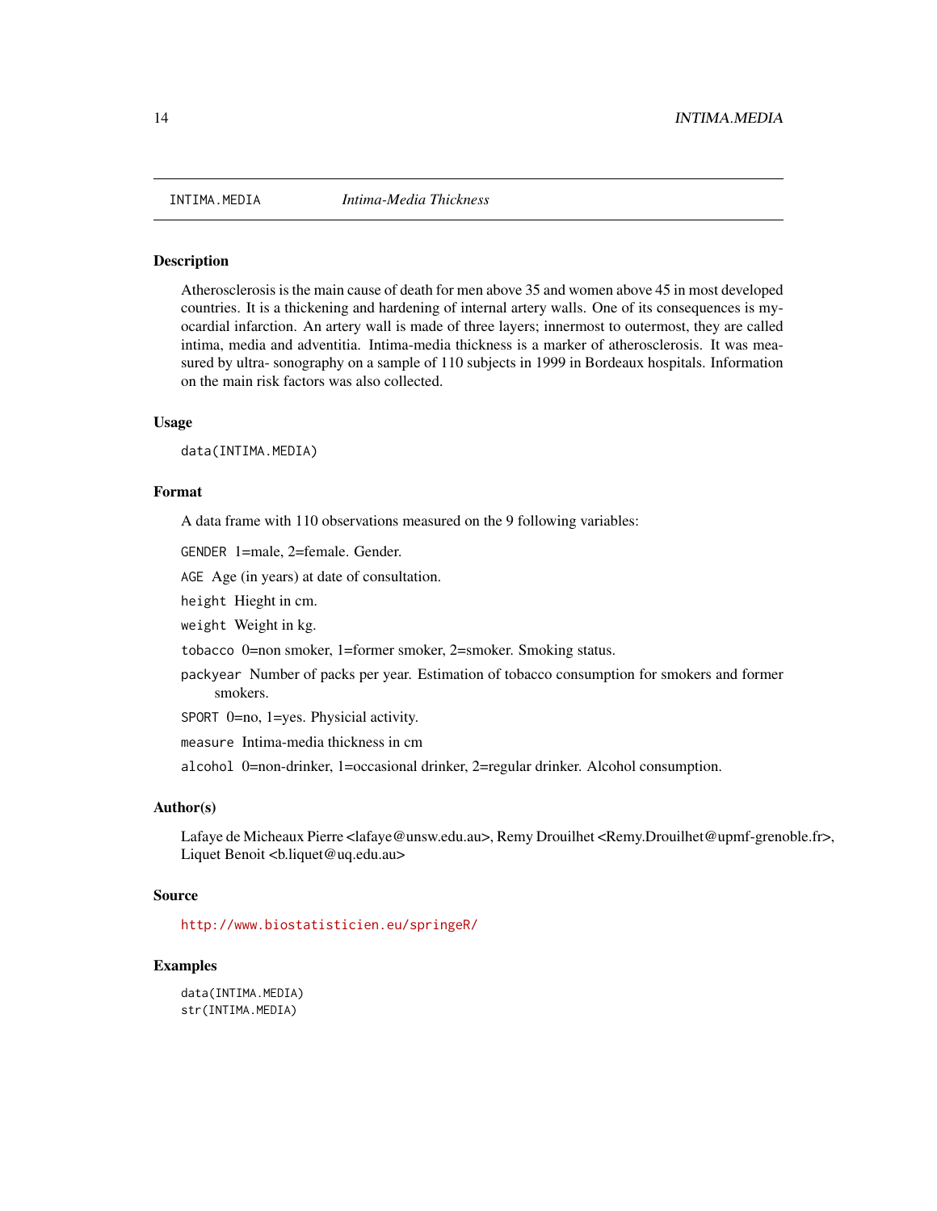INTIMA.MEDIA *Intima-Media Thickness*

## Description

Atherosclerosis is the main cause of death for men above 35 and women above 45 in most developed countries. It is a thickening and hardening of internal artery walls. One of its consequences is myocardial infarction. An artery wall is made of three layers; innermost to outermost, they are called intima, media and adventitia. Intima-media thickness is a marker of atherosclerosis. It was measured by ultra- sonography on a sample of 110 subjects in 1999 in Bordeaux hospitals. Information on the main risk factors was also collected.

## Usage

```
data(INTIMA.MEDIA)
```

## Format

A data frame with 110 observations measured on the 9 following variables:

- `GENDER` 1=male, 2=female. Gender.
- `AGE` Age (in years) at date of consultation.
- `height` Hieght in cm.
- `weight` Weight in kg.
- `tobacco` 0=non smoker, 1=former smoker, 2=smoker. Smoking status.
- `packyear` Number of packs per year. Estimation of tobacco consumption for smokers and former smokers.
- `SPORT` 0=no, 1=yes. Physicial activity.
- `measure` Intima-media thickness in cm
- `alcohol` 0=non-drinker, 1=occasional drinker, 2=regular drinker. Alcohol consumption.

## Author(s)

Lafaye de Micheaux Pierre <lafaye@unsw.edu.au>, Remy Drouilhet <Remy.Drouilhet@upmf-grenoble.fr>, Liquet Benoit <b.liquet@uq.edu.au>

## Source

http://www.biostatisticien.eu/springeR/

## Examples

```
data(INTIMA.MEDIA)
str(INTIMA.MEDIA)
```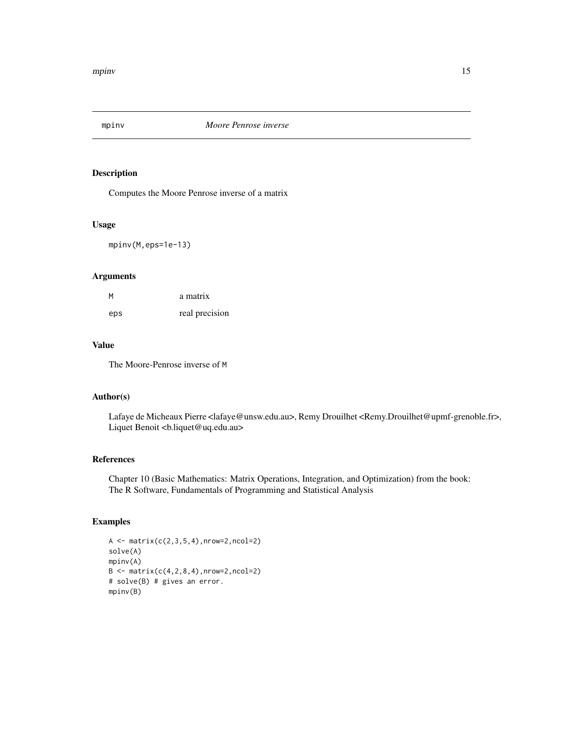## mpinv — *Moore Penrose inverse*

### Description

Computes the Moore Penrose inverse of a matrix

### Usage

```
mpinv(M,eps=1e-13)
```

### Arguments

| | |
|---|---|
| M | a matrix |
| eps | real precision |

### Value

The Moore-Penrose inverse of M

### Author(s)

Lafaye de Micheaux Pierre <lafaye@unsw.edu.au>, Remy Drouilhet <Remy.Drouilhet@upmf-grenoble.fr>, Liquet Benoit <b.liquet@uq.edu.au>

### References

Chapter 10 (Basic Mathematics: Matrix Operations, Integration, and Optimization) from the book: The R Software, Fundamentals of Programming and Statistical Analysis

### Examples

```
A <- matrix(c(2,3,5,4),nrow=2,ncol=2)
solve(A)
mpinv(A)
B <- matrix(c(4,2,8,4),nrow=2,ncol=2)
# solve(B) # gives an error.
mpinv(B)
```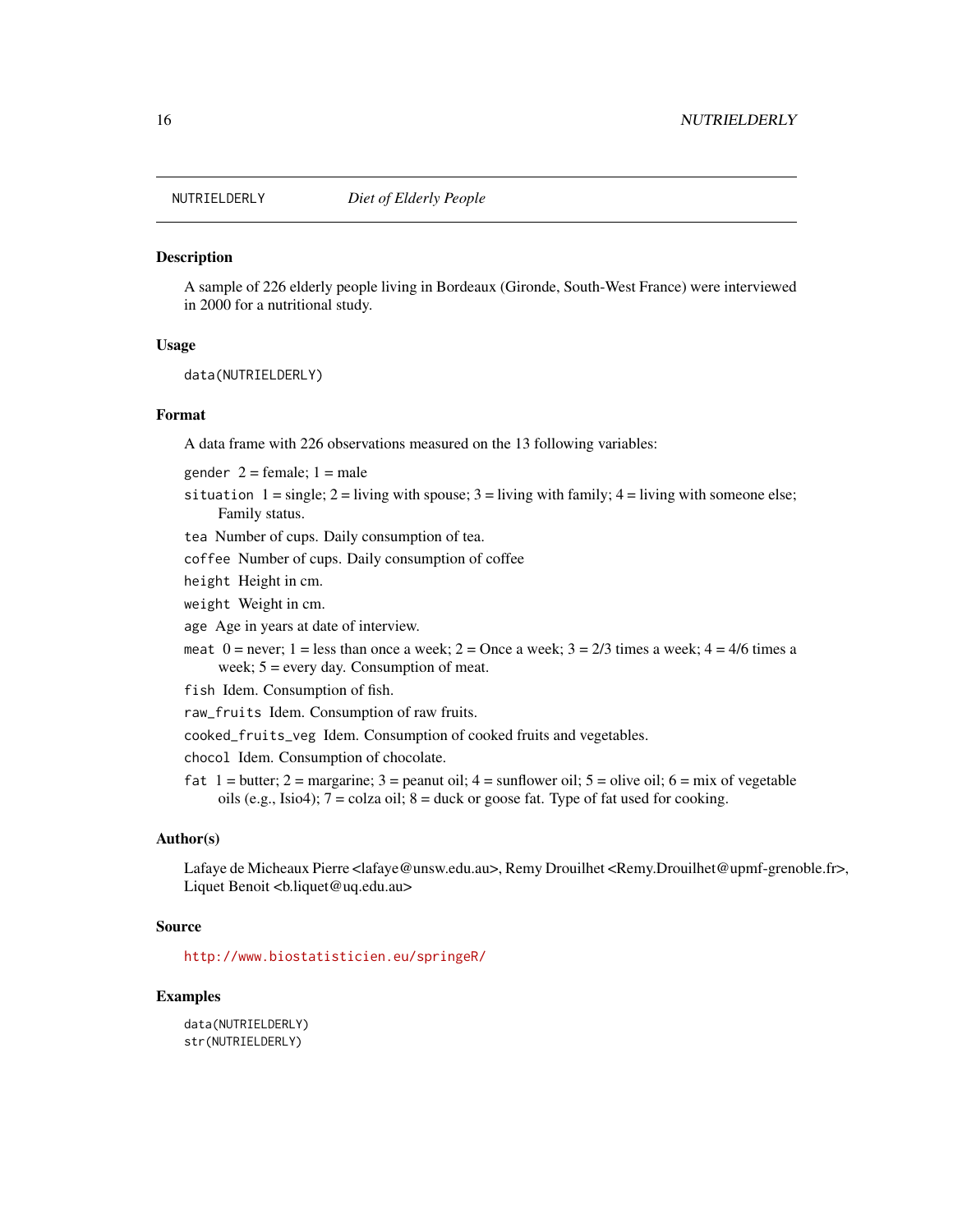NUTRIELDERLY *Diet of Elderly People*

## Description

A sample of 226 elderly people living in Bordeaux (Gironde, South-West France) were interviewed in 2000 for a nutritional study.

## Usage

```
data(NUTRIELDERLY)
```

## Format

A data frame with 226 observations measured on the 13 following variables:

- `gender` 2 = female; 1 = male
- `situation` 1 = single; 2 = living with spouse; 3 = living with family; 4 = living with someone else; Family status.
- `tea` Number of cups. Daily consumption of tea.
- `coffee` Number of cups. Daily consumption of coffee
- `height` Height in cm.
- `weight` Weight in cm.
- `age` Age in years at date of interview.
- `meat` 0 = never; 1 = less than once a week; 2 = Once a week; 3 = 2/3 times a week; 4 = 4/6 times a week; 5 = every day. Consumption of meat.
- `fish` Idem. Consumption of fish.
- `raw_fruits` Idem. Consumption of raw fruits.
- `cooked_fruits_veg` Idem. Consumption of cooked fruits and vegetables.
- `chocol` Idem. Consumption of chocolate.
- `fat` 1 = butter; 2 = margarine; 3 = peanut oil; 4 = sunflower oil; 5 = olive oil; 6 = mix of vegetable oils (e.g., Isio4); 7 = colza oil; 8 = duck or goose fat. Type of fat used for cooking.

## Author(s)

Lafaye de Micheaux Pierre <lafaye@unsw.edu.au>, Remy Drouilhet <Remy.Drouilhet@upmf-grenoble.fr>, Liquet Benoit <b.liquet@uq.edu.au>

## Source

http://www.biostatisticien.eu/springeR/

## Examples

```
data(NUTRIELDERLY)
str(NUTRIELDERLY)
```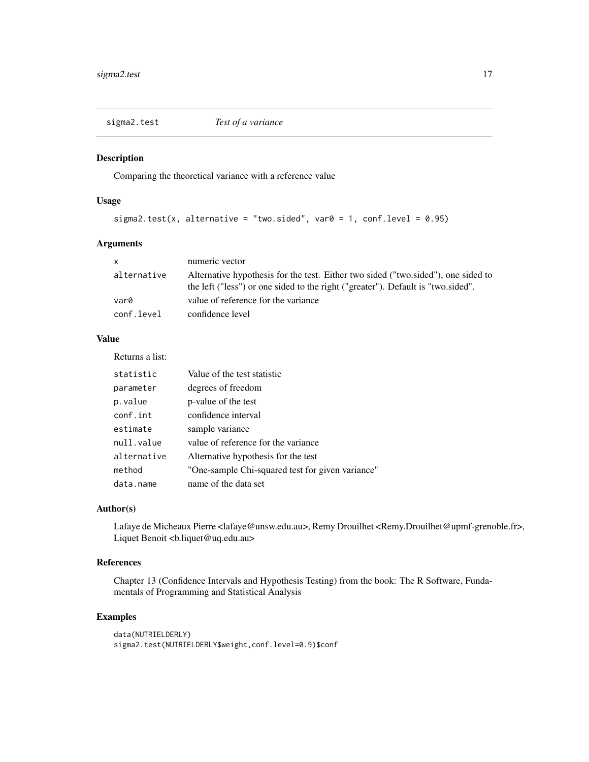## sigma2.test    *Test of a variance*

### Description

Comparing the theoretical variance with a reference value

### Usage

```
sigma2.test(x, alternative = "two.sided", var0 = 1, conf.level = 0.95)
```

### Arguments

| | |
|---|---|
| `x` | numeric vector |
| `alternative` | Alternative hypothesis for the test. Either two sided ("two.sided"), one sided to the left ("less") or one sided to the right ("greater"). Default is "two.sided". |
| `var0` | value of reference for the variance |
| `conf.level` | confidence level |

### Value

Returns a list:

| | |
|---|---|
| `statistic` | Value of the test statistic |
| `parameter` | degrees of freedom |
| `p.value` | p-value of the test |
| `conf.int` | confidence interval |
| `estimate` | sample variance |
| `null.value` | value of reference for the variance |
| `alternative` | Alternative hypothesis for the test |
| `method` | "One-sample Chi-squared test for given variance" |
| `data.name` | name of the data set |

### Author(s)

Lafaye de Micheaux Pierre <lafaye@unsw.edu.au>, Remy Drouilhet <Remy.Drouilhet@upmf-grenoble.fr>, Liquet Benoit <b.liquet@uq.edu.au>

### References

Chapter 13 (Confidence Intervals and Hypothesis Testing) from the book: The R Software, Fundamentals of Programming and Statistical Analysis

### Examples

```
data(NUTRIELDERLY)
sigma2.test(NUTRIELDERLY$weight,conf.level=0.9)$conf
```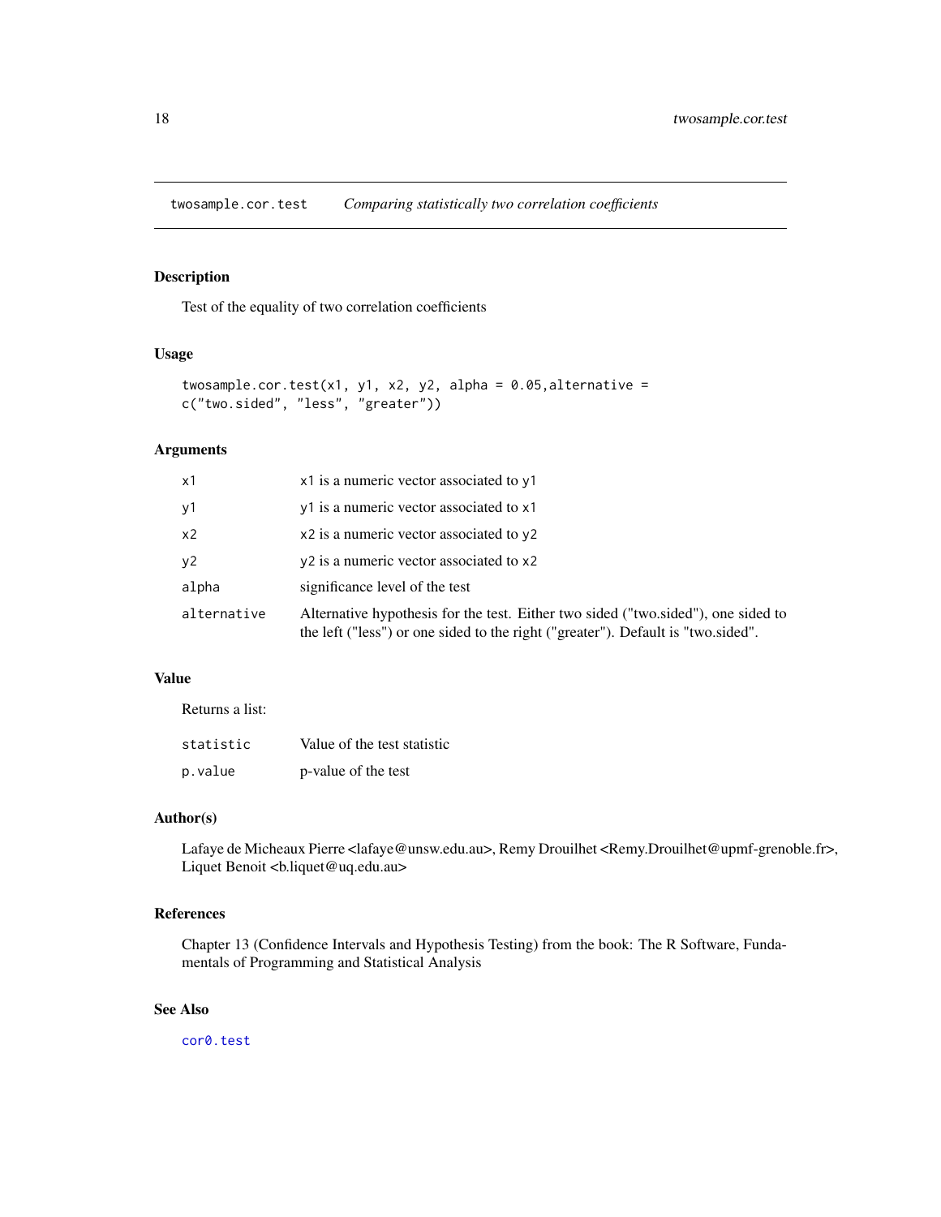## twosample.cor.test — *Comparing statistically two correlation coefficients*

### Description

Test of the equality of two correlation coefficients

### Usage

```
twosample.cor.test(x1, y1, x2, y2, alpha = 0.05,alternative =
c("two.sided", "less", "greater"))
```

### Arguments

| | |
|---|---|
| x1 | x1 is a numeric vector associated to y1 |
| y1 | y1 is a numeric vector associated to x1 |
| x2 | x2 is a numeric vector associated to y2 |
| y2 | y2 is a numeric vector associated to x2 |
| alpha | significance level of the test |
| alternative | Alternative hypothesis for the test. Either two sided ("two.sided"), one sided to the left ("less") or one sided to the right ("greater"). Default is "two.sided". |

### Value

Returns a list:

| | |
|---|---|
| statistic | Value of the test statistic |
| p.value | p-value of the test |

### Author(s)

Lafaye de Micheaux Pierre <lafaye@unsw.edu.au>, Remy Drouilhet <Remy.Drouilhet@upmf-grenoble.fr>, Liquet Benoit <b.liquet@uq.edu.au>

### References

Chapter 13 (Confidence Intervals and Hypothesis Testing) from the book: The R Software, Fundamentals of Programming and Statistical Analysis

### See Also

cor0.test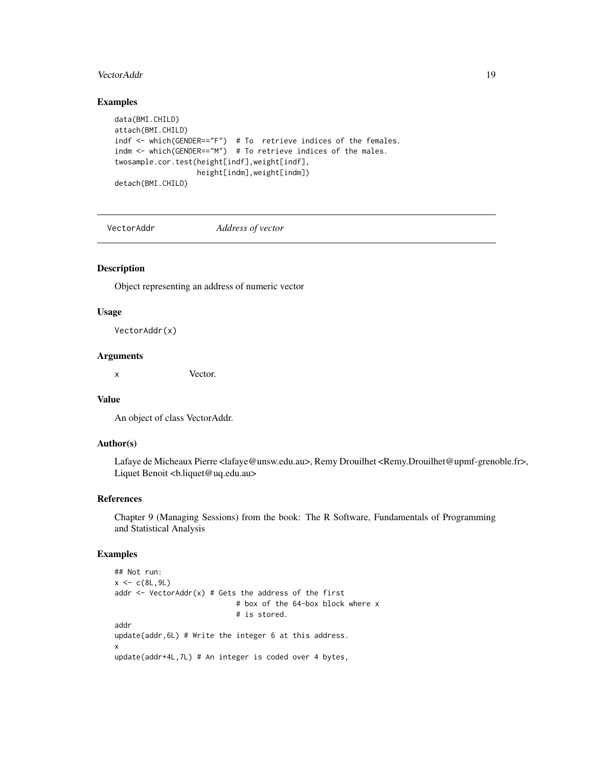## Examples

```
data(BMI.CHILD)
attach(BMI.CHILD)
indf <- which(GENDER=="F")  # To  retrieve indices of the females.
indm <- which(GENDER=="M")  # To retrieve indices of the males.
twosample.cor.test(height[indf],weight[indf],
                   height[indm],weight[indm])
detach(BMI.CHILD)
```

---

VectorAddr &nbsp;&nbsp;&nbsp;&nbsp;&nbsp;&nbsp;&nbsp; *Address of vector*

---

## Description

Object representing an address of numeric vector

## Usage

```
VectorAddr(x)
```

## Arguments

x &nbsp;&nbsp;&nbsp;&nbsp;&nbsp;&nbsp;&nbsp; Vector.

## Value

An object of class VectorAddr.

## Author(s)

Lafaye de Micheaux Pierre <lafaye@unsw.edu.au>, Remy Drouilhet <Remy.Drouilhet@upmf-grenoble.fr>, Liquet Benoit <b.liquet@uq.edu.au>

## References

Chapter 9 (Managing Sessions) from the book: The R Software, Fundamentals of Programming and Statistical Analysis

## Examples

```
## Not run:
x <- c(8L,9L)
addr <- VectorAddr(x) # Gets the address of the first
                           # box of the 64-box block where x
                           # is stored.
addr
update(addr,6L) # Write the integer 6 at this address.
x
update(addr+4L,7L) # An integer is coded over 4 bytes,
```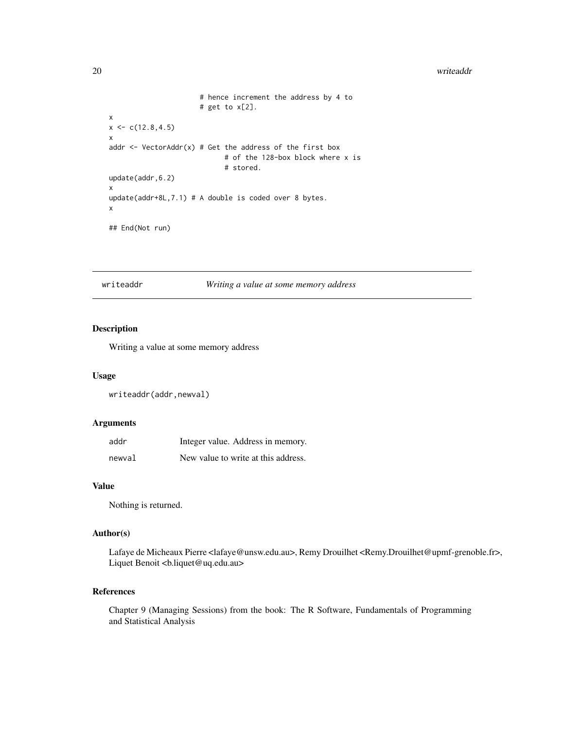```
                      # hence increment the address by 4 to
                      # get to x[2].
x
x <- c(12.8,4.5)
x
addr <- VectorAddr(x) # Get the address of the first box
                          # of the 128-box block where x is
                          # stored.
update(addr,6.2)
x
update(addr+8L,7.1) # A double is coded over 8 bytes.
x

## End(Not run)
```

---

## writeaddr — *Writing a value at some memory address*

---

### Description

Writing a value at some memory address

### Usage

```
writeaddr(addr,newval)
```

### Arguments

| | |
|---|---|
| addr | Integer value. Address in memory. |
| newval | New value to write at this address. |

### Value

Nothing is returned.

### Author(s)

Lafaye de Micheaux Pierre <lafaye@unsw.edu.au>, Remy Drouilhet <Remy.Drouilhet@upmf-grenoble.fr>, Liquet Benoit <b.liquet@uq.edu.au>

### References

Chapter 9 (Managing Sessions) from the book: The R Software, Fundamentals of Programming and Statistical Analysis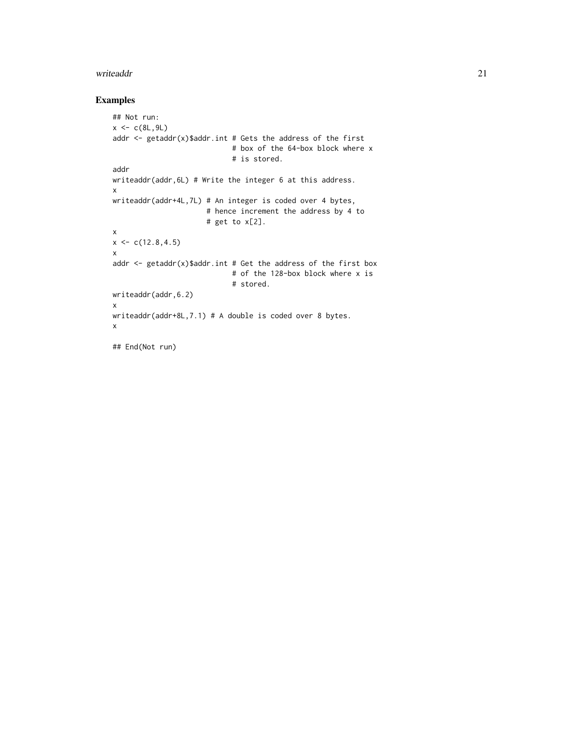## Examples

```
## Not run:
x <- c(8L,9L)
addr <- getaddr(x)$addr.int # Gets the address of the first
                            # box of the 64-box block where x
                            # is stored.
addr
writeaddr(addr,6L) # Write the integer 6 at this address.
x
writeaddr(addr+4L,7L) # An integer is coded over 4 bytes,
                      # hence increment the address by 4 to
                      # get to x[2].
x
x <- c(12.8,4.5)
x
addr <- getaddr(x)$addr.int # Get the address of the first box
                            # of the 128-box block where x is
                            # stored.
writeaddr(addr,6.2)
x
writeaddr(addr+8L,7.1) # A double is coded over 8 bytes.
x

## End(Not run)
```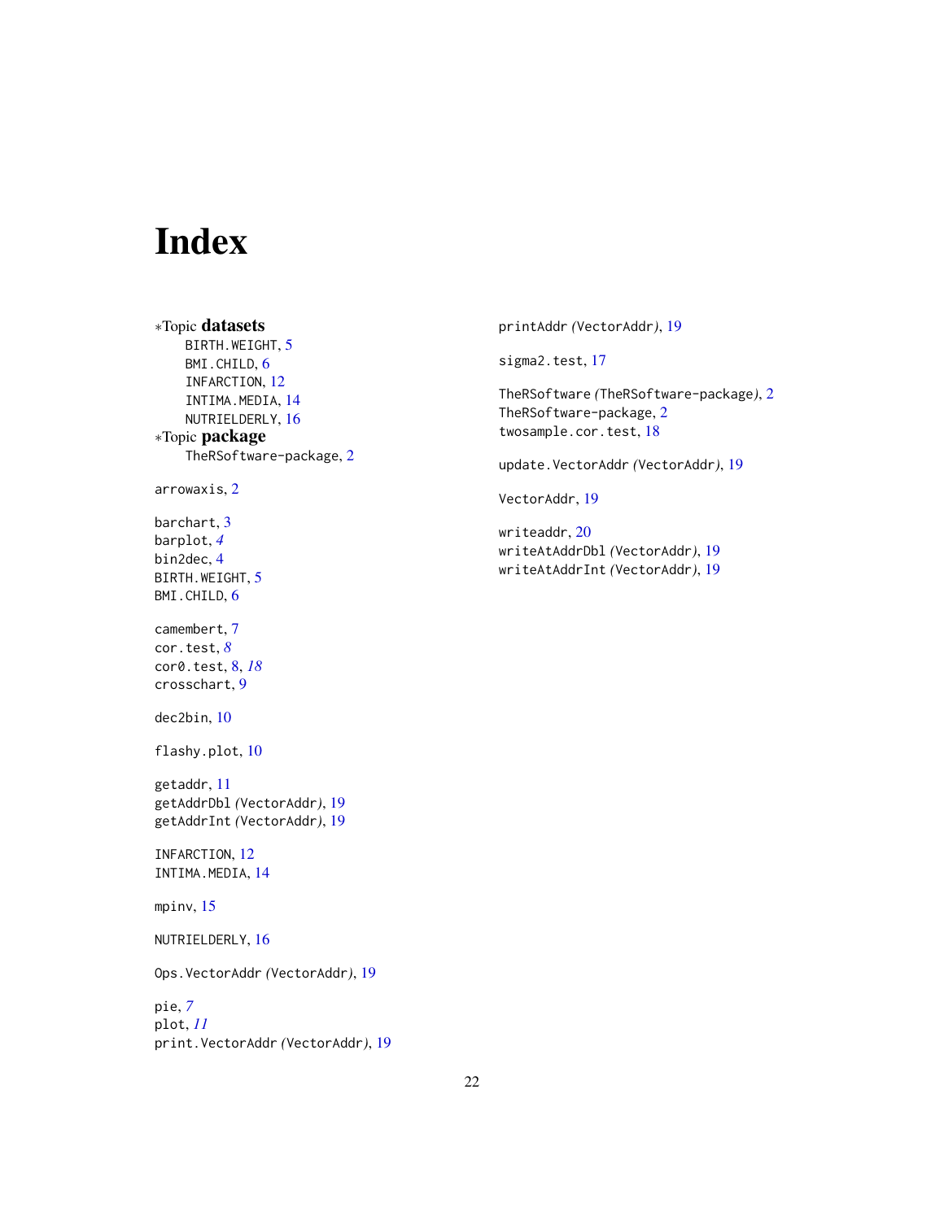# Index

∗Topic **datasets**

BIRTH.WEIGHT, 5
BMI.CHILD, 6
INFARCTION, 12
INTIMA.MEDIA, 14
NUTRIELDERLY, 16

∗Topic **package**

TheRSoftware-package, 2

arrowaxis, 2

barchart, 3
barplot, *4*
bin2dec, 4
BIRTH.WEIGHT, 5
BMI.CHILD, 6

camembert, 7
cor.test, *8*
cor0.test, 8, *18*
crosschart, 9

dec2bin, 10

flashy.plot, 10

getaddr, 11
getAddrDbl *(*VectorAddr*)*, 19
getAddrInt *(*VectorAddr*)*, 19

INFARCTION, 12
INTIMA.MEDIA, 14

mpinv, 15

NUTRIELDERLY, 16

Ops.VectorAddr *(*VectorAddr*)*, 19

pie, *7*
plot, *11*
print.VectorAddr *(*VectorAddr*)*, 19
printAddr *(*VectorAddr*)*, 19

sigma2.test, 17

TheRSoftware *(*TheRSoftware-package*)*, 2
TheRSoftware-package, 2
twosample.cor.test, 18

update.VectorAddr *(*VectorAddr*)*, 19

VectorAddr, 19

writeaddr, 20
writeAtAddrDbl *(*VectorAddr*)*, 19
writeAtAddrInt *(*VectorAddr*)*, 19